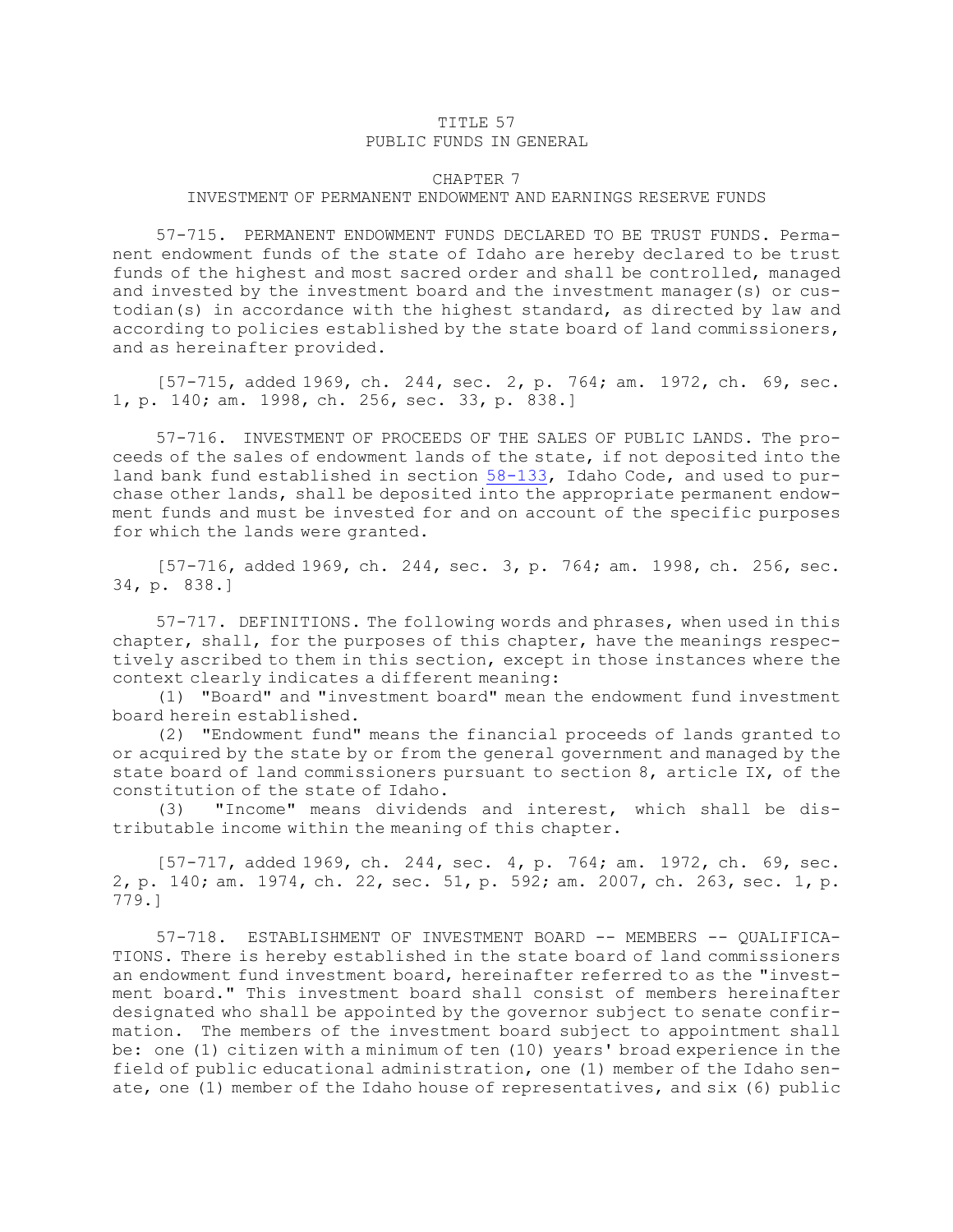# TITLE 57
# PUBLIC FUNDS IN GENERAL

## CHAPTER 7
## INVESTMENT OF PERMANENT ENDOWMENT AND EARNINGS RESERVE FUNDS

57-715. PERMANENT ENDOWMENT FUNDS DECLARED TO BE TRUST FUNDS. Permanent endowment funds of the state of Idaho are hereby declared to be trust funds of the highest and most sacred order and shall be controlled, managed and invested by the investment board and the investment manager(s) or custodian(s) in accordance with the highest standard, as directed by law and according to policies established by the state board of land commissioners, and as hereinafter provided.

[57-715, added 1969, ch. 244, sec. 2, p. 764; am. 1972, ch. 69, sec. 1, p. 140; am. 1998, ch. 256, sec. 33, p. 838.]

57-716. INVESTMENT OF PROCEEDS OF THE SALES OF PUBLIC LANDS. The proceeds of the sales of endowment lands of the state, if not deposited into the land bank fund established in section 58-133, Idaho Code, and used to purchase other lands, shall be deposited into the appropriate permanent endowment funds and must be invested for and on account of the specific purposes for which the lands were granted.

[57-716, added 1969, ch. 244, sec. 3, p. 764; am. 1998, ch. 256, sec. 34, p. 838.]

57-717. DEFINITIONS. The following words and phrases, when used in this chapter, shall, for the purposes of this chapter, have the meanings respectively ascribed to them in this section, except in those instances where the context clearly indicates a different meaning:

(1) "Board" and "investment board" mean the endowment fund investment board herein established.

(2) "Endowment fund" means the financial proceeds of lands granted to or acquired by the state by or from the general government and managed by the state board of land commissioners pursuant to section 8, article IX, of the constitution of the state of Idaho.

(3) "Income" means dividends and interest, which shall be distributable income within the meaning of this chapter.

[57-717, added 1969, ch. 244, sec. 4, p. 764; am. 1972, ch. 69, sec. 2, p. 140; am. 1974, ch. 22, sec. 51, p. 592; am. 2007, ch. 263, sec. 1, p. 779.]

57-718. ESTABLISHMENT OF INVESTMENT BOARD -- MEMBERS -- QUALIFICATIONS. There is hereby established in the state board of land commissioners an endowment fund investment board, hereinafter referred to as the "investment board." This investment board shall consist of members hereinafter designated who shall be appointed by the governor subject to senate confirmation. The members of the investment board subject to appointment shall be: one (1) citizen with a minimum of ten (10) years' broad experience in the field of public educational administration, one (1) member of the Idaho senate, one (1) member of the Idaho house of representatives, and six (6) public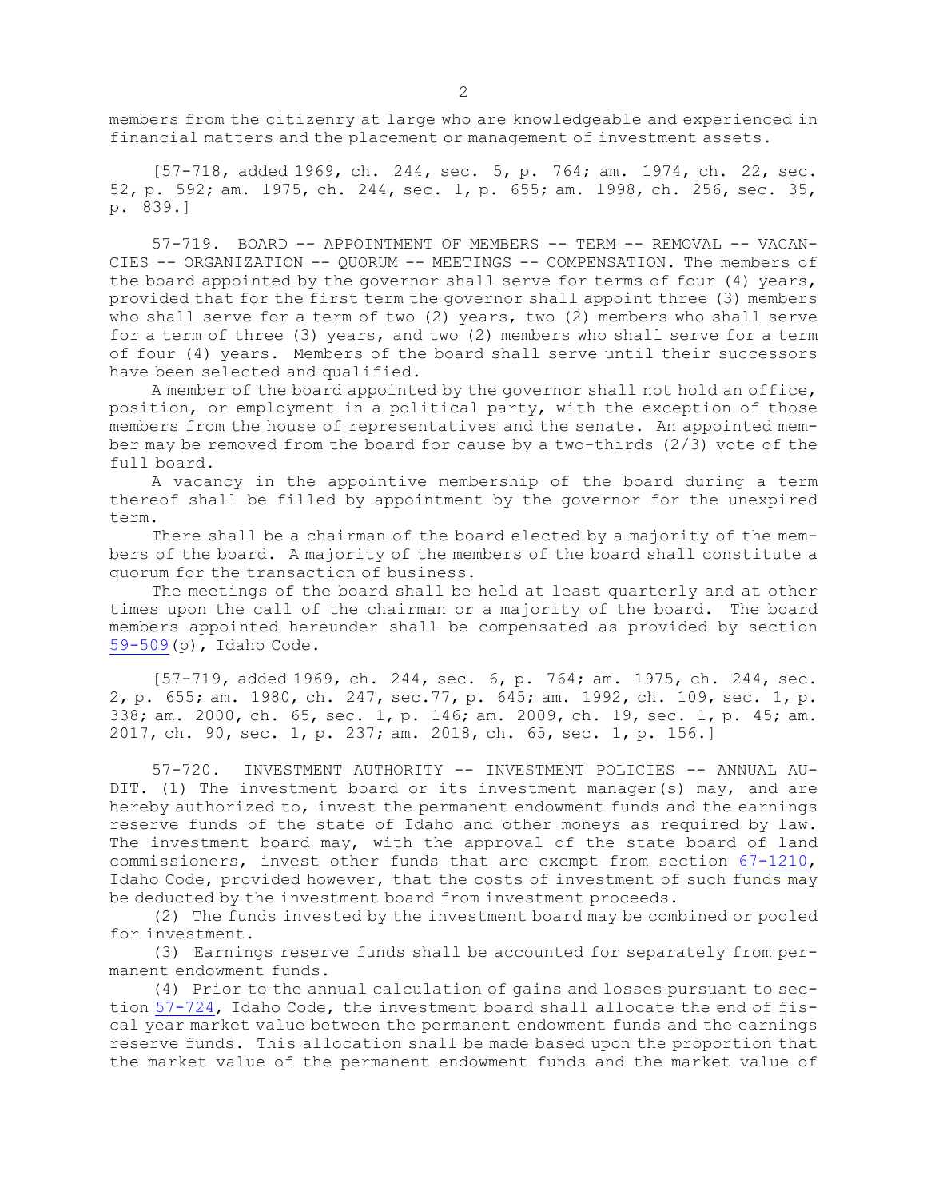members from the citizenry at large who are knowledgeable and experienced in financial matters and the placement or management of investment assets.

[57-718, added 1969, ch. 244, sec. 5, p. 764; am. 1974, ch. 22, sec. 52, p. 592; am. 1975, ch. 244, sec. 1, p. 655; am. 1998, ch. 256, sec. 35, p. 839.]

57-719. BOARD -- APPOINTMENT OF MEMBERS -- TERM -- REMOVAL -- VACANCIES -- ORGANIZATION -- QUORUM -- MEETINGS -- COMPENSATION. The members of the board appointed by the governor shall serve for terms of four (4) years, provided that for the first term the governor shall appoint three (3) members who shall serve for a term of two (2) years, two (2) members who shall serve for a term of three (3) years, and two (2) members who shall serve for a term of four (4) years. Members of the board shall serve until their successors have been selected and qualified.

A member of the board appointed by the governor shall not hold an office, position, or employment in a political party, with the exception of those members from the house of representatives and the senate. An appointed member may be removed from the board for cause by a two-thirds (2/3) vote of the full board.

A vacancy in the appointive membership of the board during a term thereof shall be filled by appointment by the governor for the unexpired term.

There shall be a chairman of the board elected by a majority of the members of the board. A majority of the members of the board shall constitute a quorum for the transaction of business.

The meetings of the board shall be held at least quarterly and at other times upon the call of the chairman or a majority of the board. The board members appointed hereunder shall be compensated as provided by section 59-509(p), Idaho Code.

[57-719, added 1969, ch. 244, sec. 6, p. 764; am. 1975, ch. 244, sec. 2, p. 655; am. 1980, ch. 247, sec.77, p. 645; am. 1992, ch. 109, sec. 1, p. 338; am. 2000, ch. 65, sec. 1, p. 146; am. 2009, ch. 19, sec. 1, p. 45; am. 2017, ch. 90, sec. 1, p. 237; am. 2018, ch. 65, sec. 1, p. 156.]

57-720. INVESTMENT AUTHORITY -- INVESTMENT POLICIES -- ANNUAL AUDIT. (1) The investment board or its investment manager(s) may, and are hereby authorized to, invest the permanent endowment funds and the earnings reserve funds of the state of Idaho and other moneys as required by law. The investment board may, with the approval of the state board of land commissioners, invest other funds that are exempt from section 67-1210, Idaho Code, provided however, that the costs of investment of such funds may be deducted by the investment board from investment proceeds.

(2) The funds invested by the investment board may be combined or pooled for investment.

(3) Earnings reserve funds shall be accounted for separately from permanent endowment funds.

(4) Prior to the annual calculation of gains and losses pursuant to section 57-724, Idaho Code, the investment board shall allocate the end of fiscal year market value between the permanent endowment funds and the earnings reserve funds. This allocation shall be made based upon the proportion that the market value of the permanent endowment funds and the market value of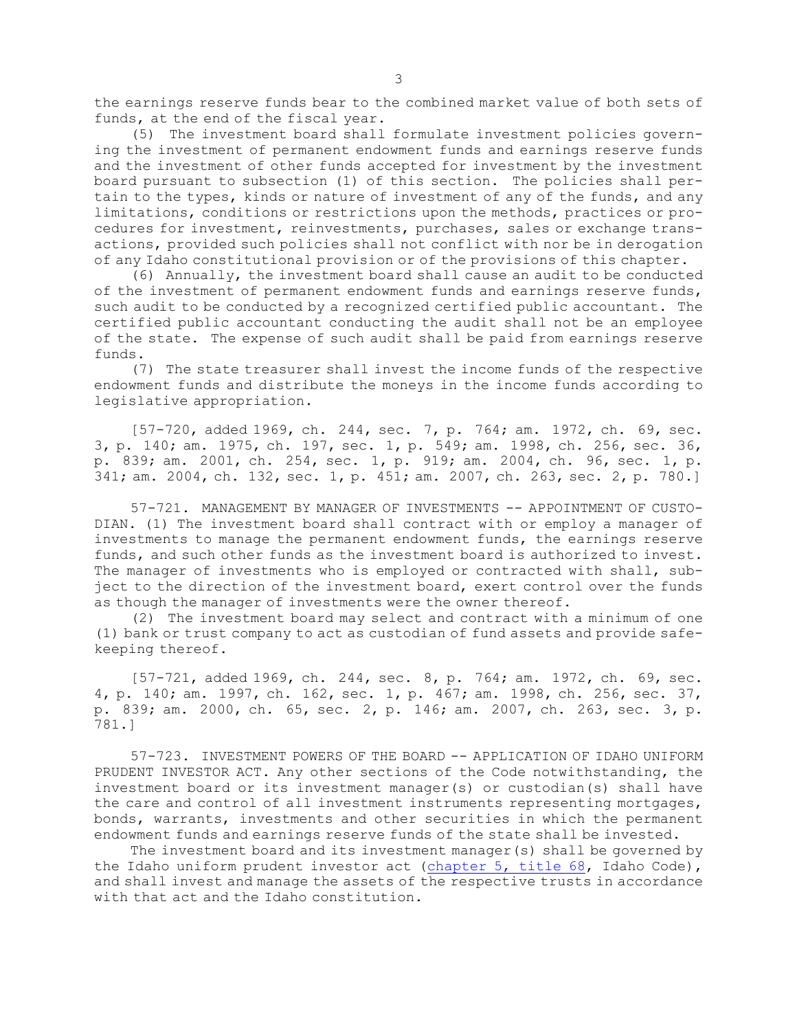the earnings reserve funds bear to the combined market value of both sets of funds, at the end of the fiscal year.

(5) The investment board shall formulate investment policies governing the investment of permanent endowment funds and earnings reserve funds and the investment of other funds accepted for investment by the investment board pursuant to subsection (1) of this section. The policies shall pertain to the types, kinds or nature of investment of any of the funds, and any limitations, conditions or restrictions upon the methods, practices or procedures for investment, reinvestments, purchases, sales or exchange transactions, provided such policies shall not conflict with nor be in derogation of any Idaho constitutional provision or of the provisions of this chapter.

(6) Annually, the investment board shall cause an audit to be conducted of the investment of permanent endowment funds and earnings reserve funds, such audit to be conducted by a recognized certified public accountant. The certified public accountant conducting the audit shall not be an employee of the state. The expense of such audit shall be paid from earnings reserve funds.

(7) The state treasurer shall invest the income funds of the respective endowment funds and distribute the moneys in the income funds according to legislative appropriation.

[57-720, added 1969, ch. 244, sec. 7, p. 764; am. 1972, ch. 69, sec. 3, p. 140; am. 1975, ch. 197, sec. 1, p. 549; am. 1998, ch. 256, sec. 36, p. 839; am. 2001, ch. 254, sec. 1, p. 919; am. 2004, ch. 96, sec. 1, p. 341; am. 2004, ch. 132, sec. 1, p. 451; am. 2007, ch. 263, sec. 2, p. 780.]

57-721. MANAGEMENT BY MANAGER OF INVESTMENTS -- APPOINTMENT OF CUSTODIAN. (1) The investment board shall contract with or employ a manager of investments to manage the permanent endowment funds, the earnings reserve funds, and such other funds as the investment board is authorized to invest. The manager of investments who is employed or contracted with shall, subject to the direction of the investment board, exert control over the funds as though the manager of investments were the owner thereof.

(2) The investment board may select and contract with a minimum of one (1) bank or trust company to act as custodian of fund assets and provide safekeeping thereof.

[57-721, added 1969, ch. 244, sec. 8, p. 764; am. 1972, ch. 69, sec. 4, p. 140; am. 1997, ch. 162, sec. 1, p. 467; am. 1998, ch. 256, sec. 37, p. 839; am. 2000, ch. 65, sec. 2, p. 146; am. 2007, ch. 263, sec. 3, p. 781.]

57-723. INVESTMENT POWERS OF THE BOARD -- APPLICATION OF IDAHO UNIFORM PRUDENT INVESTOR ACT. Any other sections of the Code notwithstanding, the investment board or its investment manager(s) or custodian(s) shall have the care and control of all investment instruments representing mortgages, bonds, warrants, investments and other securities in which the permanent endowment funds and earnings reserve funds of the state shall be invested.

The investment board and its investment manager(s) shall be governed by the Idaho uniform prudent investor act (chapter 5, title 68, Idaho Code), and shall invest and manage the assets of the respective trusts in accordance with that act and the Idaho constitution.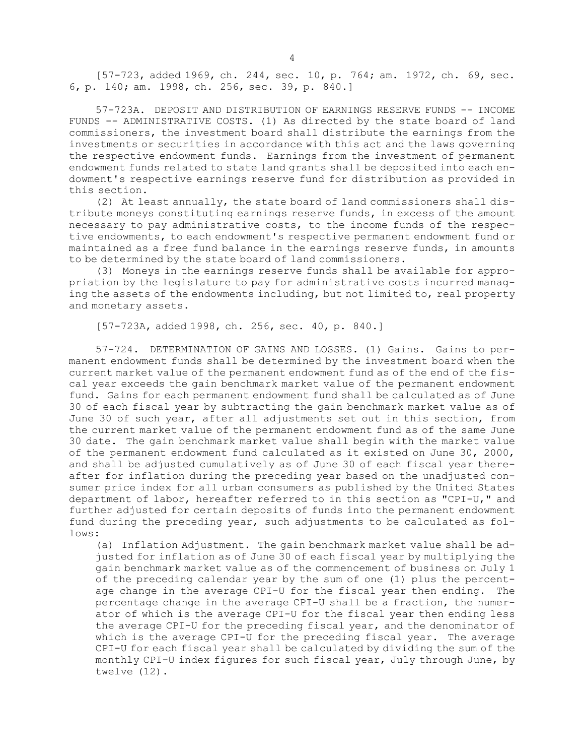[57-723, added 1969, ch. 244, sec. 10, p. 764; am. 1972, ch. 69, sec. 6, p. 140; am. 1998, ch. 256, sec. 39, p. 840.]

57-723A. DEPOSIT AND DISTRIBUTION OF EARNINGS RESERVE FUNDS -- INCOME FUNDS -- ADMINISTRATIVE COSTS. (1) As directed by the state board of land commissioners, the investment board shall distribute the earnings from the investments or securities in accordance with this act and the laws governing the respective endowment funds. Earnings from the investment of permanent endowment funds related to state land grants shall be deposited into each endowment's respective earnings reserve fund for distribution as provided in this section.

(2) At least annually, the state board of land commissioners shall distribute moneys constituting earnings reserve funds, in excess of the amount necessary to pay administrative costs, to the income funds of the respective endowments, to each endowment's respective permanent endowment fund or maintained as a free fund balance in the earnings reserve funds, in amounts to be determined by the state board of land commissioners.

(3) Moneys in the earnings reserve funds shall be available for appropriation by the legislature to pay for administrative costs incurred managing the assets of the endowments including, but not limited to, real property and monetary assets.

[57-723A, added 1998, ch. 256, sec. 40, p. 840.]

57-724. DETERMINATION OF GAINS AND LOSSES. (1) Gains. Gains to permanent endowment funds shall be determined by the investment board when the current market value of the permanent endowment fund as of the end of the fiscal year exceeds the gain benchmark market value of the permanent endowment fund. Gains for each permanent endowment fund shall be calculated as of June 30 of each fiscal year by subtracting the gain benchmark market value as of June 30 of such year, after all adjustments set out in this section, from the current market value of the permanent endowment fund as of the same June 30 date. The gain benchmark market value shall begin with the market value of the permanent endowment fund calculated as it existed on June 30, 2000, and shall be adjusted cumulatively as of June 30 of each fiscal year thereafter for inflation during the preceding year based on the unadjusted consumer price index for all urban consumers as published by the United States department of labor, hereafter referred to in this section as "CPI-U," and further adjusted for certain deposits of funds into the permanent endowment fund during the preceding year, such adjustments to be calculated as follows:

(a) Inflation Adjustment. The gain benchmark market value shall be adjusted for inflation as of June 30 of each fiscal year by multiplying the gain benchmark market value as of the commencement of business on July 1 of the preceding calendar year by the sum of one (1) plus the percentage change in the average CPI-U for the fiscal year then ending. The percentage change in the average CPI-U shall be a fraction, the numerator of which is the average CPI-U for the fiscal year then ending less the average CPI-U for the preceding fiscal year, and the denominator of which is the average CPI-U for the preceding fiscal year. The average CPI-U for each fiscal year shall be calculated by dividing the sum of the monthly CPI-U index figures for such fiscal year, July through June, by twelve (12).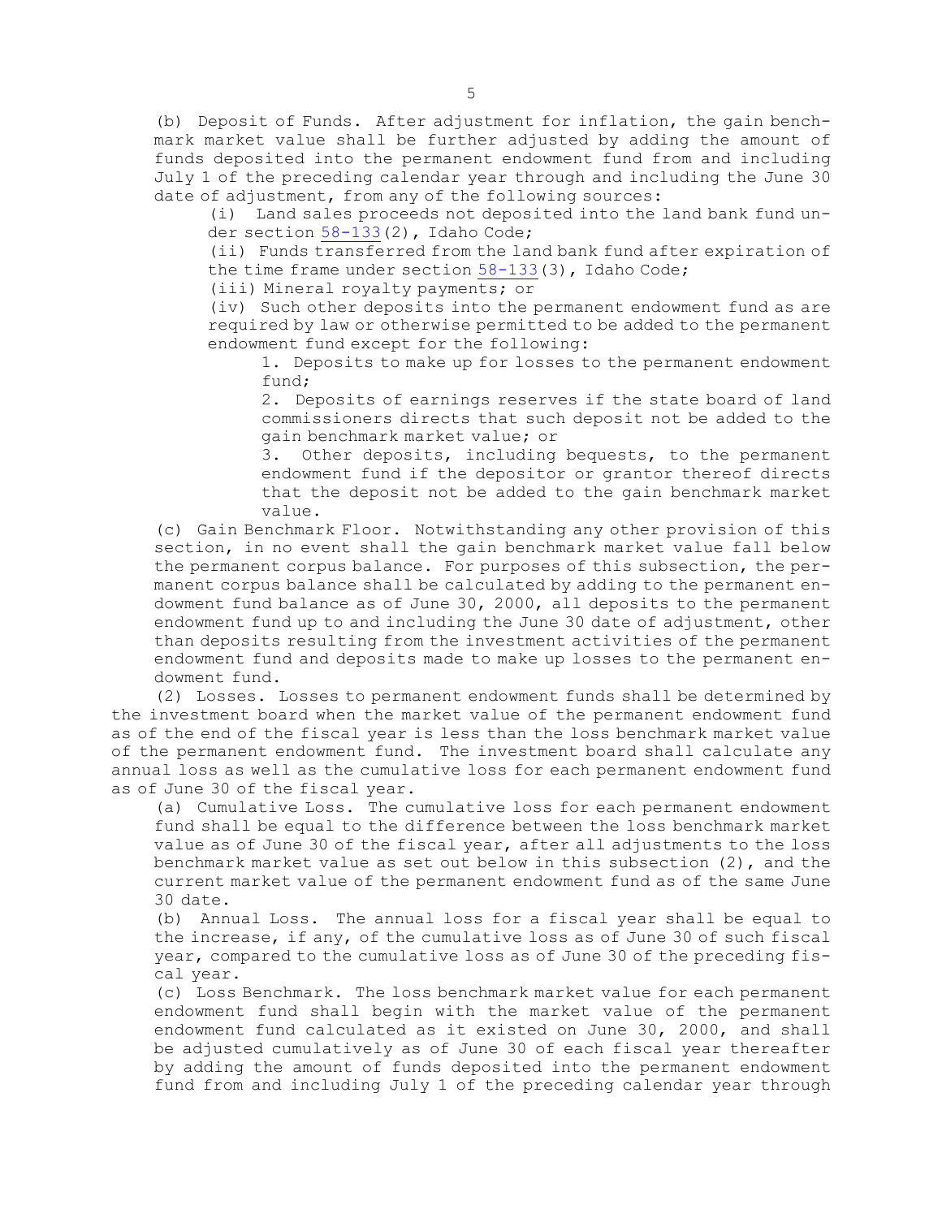(b) Deposit of Funds. After adjustment for inflation, the gain benchmark market value shall be further adjusted by adding the amount of funds deposited into the permanent endowment fund from and including July 1 of the preceding calendar year through and including the June 30 date of adjustment, from any of the following sources:

(i) Land sales proceeds not deposited into the land bank fund under section 58-133(2), Idaho Code;

(ii) Funds transferred from the land bank fund after expiration of the time frame under section 58-133(3), Idaho Code;

(iii) Mineral royalty payments; or

(iv) Such other deposits into the permanent endowment fund as are required by law or otherwise permitted to be added to the permanent endowment fund except for the following:

1. Deposits to make up for losses to the permanent endowment fund;

2. Deposits of earnings reserves if the state board of land commissioners directs that such deposit not be added to the gain benchmark market value; or

3. Other deposits, including bequests, to the permanent endowment fund if the depositor or grantor thereof directs that the deposit not be added to the gain benchmark market value.

(c) Gain Benchmark Floor. Notwithstanding any other provision of this section, in no event shall the gain benchmark market value fall below the permanent corpus balance. For purposes of this subsection, the permanent corpus balance shall be calculated by adding to the permanent endowment fund balance as of June 30, 2000, all deposits to the permanent endowment fund up to and including the June 30 date of adjustment, other than deposits resulting from the investment activities of the permanent endowment fund and deposits made to make up losses to the permanent endowment fund.

(2) Losses. Losses to permanent endowment funds shall be determined by the investment board when the market value of the permanent endowment fund as of the end of the fiscal year is less than the loss benchmark market value of the permanent endowment fund. The investment board shall calculate any annual loss as well as the cumulative loss for each permanent endowment fund as of June 30 of the fiscal year.

(a) Cumulative Loss. The cumulative loss for each permanent endowment fund shall be equal to the difference between the loss benchmark market value as of June 30 of the fiscal year, after all adjustments to the loss benchmark market value as set out below in this subsection (2), and the current market value of the permanent endowment fund as of the same June 30 date.

(b) Annual Loss. The annual loss for a fiscal year shall be equal to the increase, if any, of the cumulative loss as of June 30 of such fiscal year, compared to the cumulative loss as of June 30 of the preceding fiscal year.

(c) Loss Benchmark. The loss benchmark market value for each permanent endowment fund shall begin with the market value of the permanent endowment fund calculated as it existed on June 30, 2000, and shall be adjusted cumulatively as of June 30 of each fiscal year thereafter by adding the amount of funds deposited into the permanent endowment fund from and including July 1 of the preceding calendar year through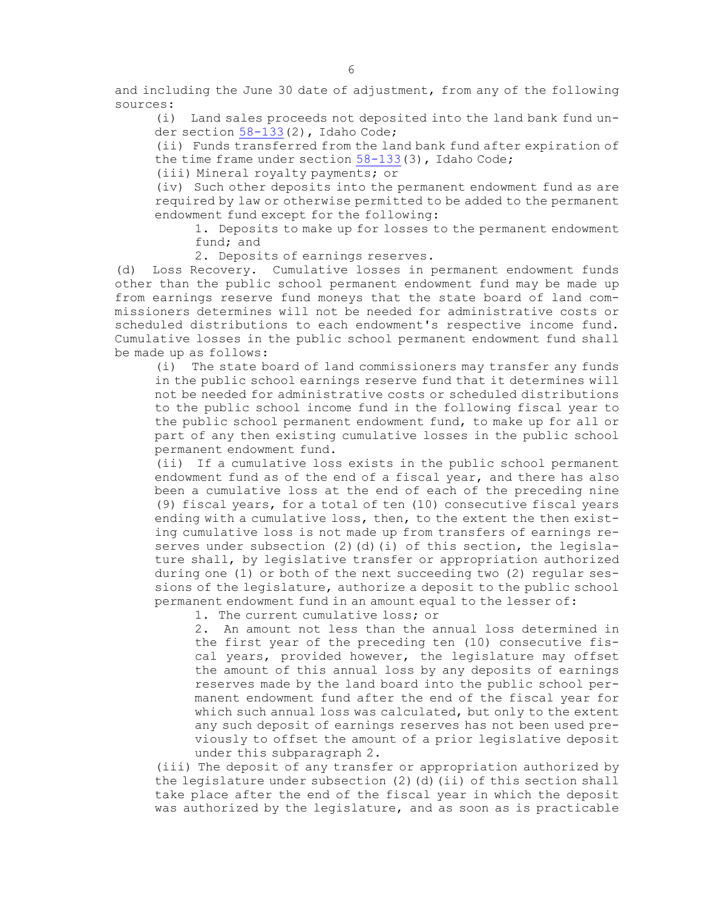and including the June 30 date of adjustment, from any of the following sources:

(i) Land sales proceeds not deposited into the land bank fund under section 58-133(2), Idaho Code;

(ii) Funds transferred from the land bank fund after expiration of the time frame under section 58-133(3), Idaho Code;

(iii) Mineral royalty payments; or

(iv) Such other deposits into the permanent endowment fund as are required by law or otherwise permitted to be added to the permanent endowment fund except for the following:

1. Deposits to make up for losses to the permanent endowment fund; and

2. Deposits of earnings reserves.

(d) Loss Recovery. Cumulative losses in permanent endowment funds other than the public school permanent endowment fund may be made up from earnings reserve fund moneys that the state board of land commissioners determines will not be needed for administrative costs or scheduled distributions to each endowment's respective income fund. Cumulative losses in the public school permanent endowment fund shall be made up as follows:

(i) The state board of land commissioners may transfer any funds in the public school earnings reserve fund that it determines will not be needed for administrative costs or scheduled distributions to the public school income fund in the following fiscal year to the public school permanent endowment fund, to make up for all or part of any then existing cumulative losses in the public school permanent endowment fund.

(ii) If a cumulative loss exists in the public school permanent endowment fund as of the end of a fiscal year, and there has also been a cumulative loss at the end of each of the preceding nine (9) fiscal years, for a total of ten (10) consecutive fiscal years ending with a cumulative loss, then, to the extent the then existing cumulative loss is not made up from transfers of earnings reserves under subsection (2)(d)(i) of this section, the legislature shall, by legislative transfer or appropriation authorized during one (1) or both of the next succeeding two (2) regular sessions of the legislature, authorize a deposit to the public school permanent endowment fund in an amount equal to the lesser of:

1. The current cumulative loss; or

2. An amount not less than the annual loss determined in the first year of the preceding ten (10) consecutive fiscal years, provided however, the legislature may offset the amount of this annual loss by any deposits of earnings reserves made by the land board into the public school permanent endowment fund after the end of the fiscal year for which such annual loss was calculated, but only to the extent any such deposit of earnings reserves has not been used previously to offset the amount of a prior legislative deposit under this subparagraph 2.

(iii) The deposit of any transfer or appropriation authorized by the legislature under subsection (2)(d)(ii) of this section shall take place after the end of the fiscal year in which the deposit was authorized by the legislature, and as soon as is practicable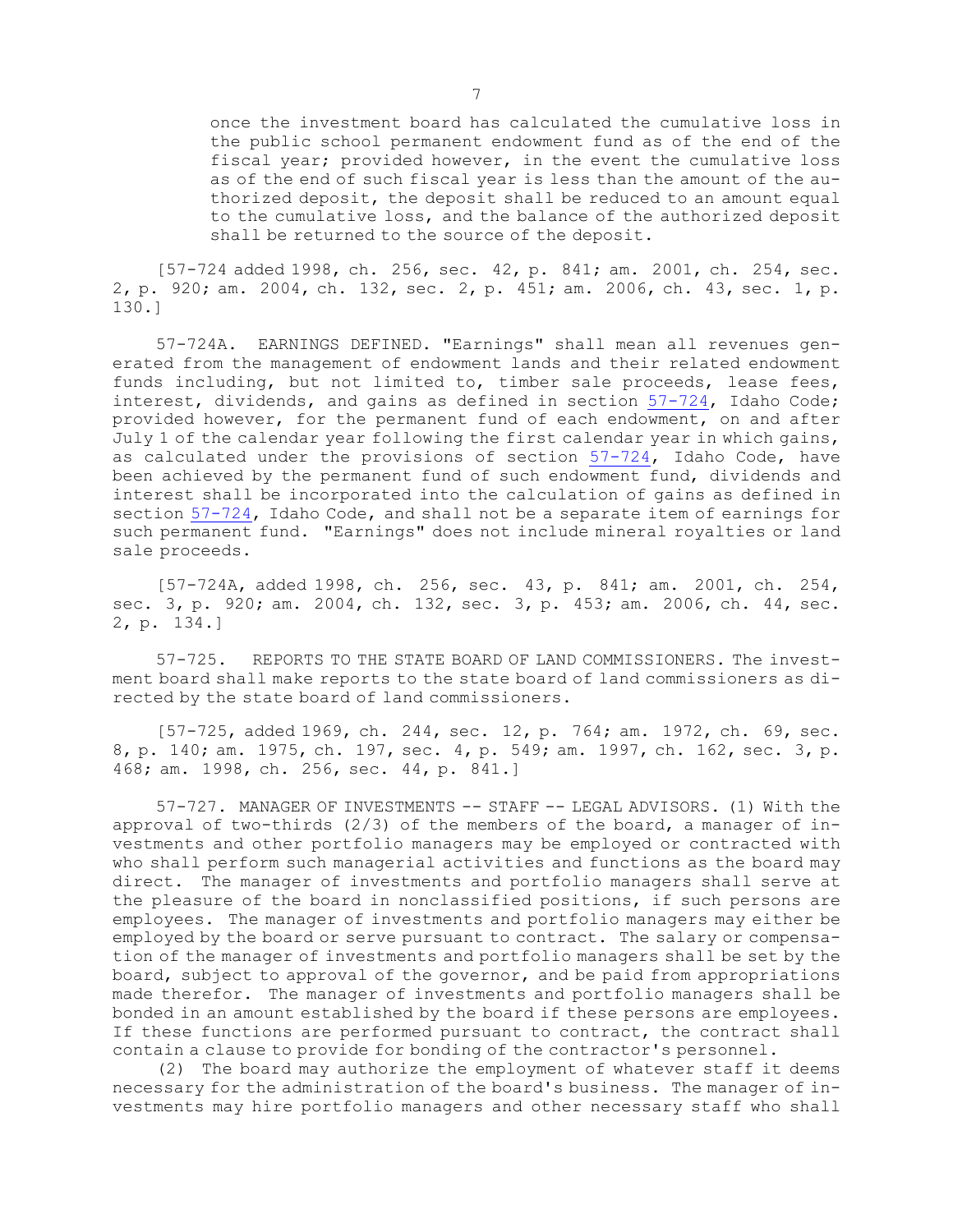once the investment board has calculated the cumulative loss in the public school permanent endowment fund as of the end of the fiscal year; provided however, in the event the cumulative loss as of the end of such fiscal year is less than the amount of the authorized deposit, the deposit shall be reduced to an amount equal to the cumulative loss, and the balance of the authorized deposit shall be returned to the source of the deposit.

[57-724 added 1998, ch. 256, sec. 42, p. 841; am. 2001, ch. 254, sec. 2, p. 920; am. 2004, ch. 132, sec. 2, p. 451; am. 2006, ch. 43, sec. 1, p. 130.]

57-724A. EARNINGS DEFINED. "Earnings" shall mean all revenues generated from the management of endowment lands and their related endowment funds including, but not limited to, timber sale proceeds, lease fees, interest, dividends, and gains as defined in section 57-724, Idaho Code; provided however, for the permanent fund of each endowment, on and after July 1 of the calendar year following the first calendar year in which gains, as calculated under the provisions of section 57-724, Idaho Code, have been achieved by the permanent fund of such endowment fund, dividends and interest shall be incorporated into the calculation of gains as defined in section 57-724, Idaho Code, and shall not be a separate item of earnings for such permanent fund. "Earnings" does not include mineral royalties or land sale proceeds.

[57-724A, added 1998, ch. 256, sec. 43, p. 841; am. 2001, ch. 254, sec. 3, p. 920; am. 2004, ch. 132, sec. 3, p. 453; am. 2006, ch. 44, sec. 2, p. 134.]

57-725. REPORTS TO THE STATE BOARD OF LAND COMMISSIONERS. The investment board shall make reports to the state board of land commissioners as directed by the state board of land commissioners.

[57-725, added 1969, ch. 244, sec. 12, p. 764; am. 1972, ch. 69, sec. 8, p. 140; am. 1975, ch. 197, sec. 4, p. 549; am. 1997, ch. 162, sec. 3, p. 468; am. 1998, ch. 256, sec. 44, p. 841.]

57-727. MANAGER OF INVESTMENTS -- STAFF -- LEGAL ADVISORS. (1) With the approval of two-thirds (2/3) of the members of the board, a manager of investments and other portfolio managers may be employed or contracted with who shall perform such managerial activities and functions as the board may direct. The manager of investments and portfolio managers shall serve at the pleasure of the board in nonclassified positions, if such persons are employees. The manager of investments and portfolio managers may either be employed by the board or serve pursuant to contract. The salary or compensation of the manager of investments and portfolio managers shall be set by the board, subject to approval of the governor, and be paid from appropriations made therefor. The manager of investments and portfolio managers shall be bonded in an amount established by the board if these persons are employees. If these functions are performed pursuant to contract, the contract shall contain a clause to provide for bonding of the contractor's personnel.

(2) The board may authorize the employment of whatever staff it deems necessary for the administration of the board's business. The manager of investments may hire portfolio managers and other necessary staff who shall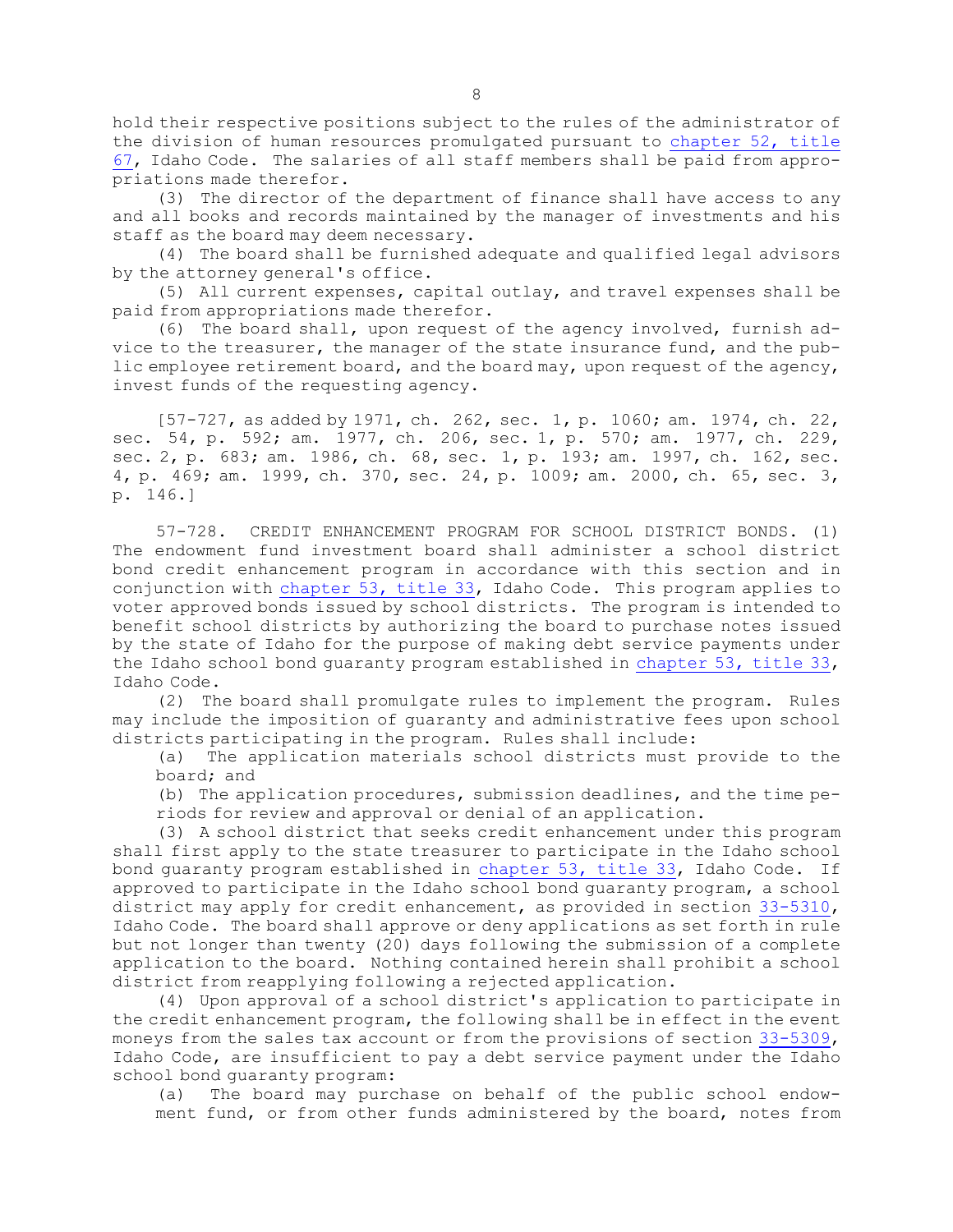hold their respective positions subject to the rules of the administrator of the division of human resources promulgated pursuant to chapter 52, title 67, Idaho Code. The salaries of all staff members shall be paid from appropriations made therefor.

(3) The director of the department of finance shall have access to any and all books and records maintained by the manager of investments and his staff as the board may deem necessary.

(4) The board shall be furnished adequate and qualified legal advisors by the attorney general's office.

(5) All current expenses, capital outlay, and travel expenses shall be paid from appropriations made therefor.

(6) The board shall, upon request of the agency involved, furnish advice to the treasurer, the manager of the state insurance fund, and the public employee retirement board, and the board may, upon request of the agency, invest funds of the requesting agency.

[57-727, as added by 1971, ch. 262, sec. 1, p. 1060; am. 1974, ch. 22, sec. 54, p. 592; am. 1977, ch. 206, sec. 1, p. 570; am. 1977, ch. 229, sec. 2, p. 683; am. 1986, ch. 68, sec. 1, p. 193; am. 1997, ch. 162, sec. 4, p. 469; am. 1999, ch. 370, sec. 24, p. 1009; am. 2000, ch. 65, sec. 3, p. 146.]

57-728. CREDIT ENHANCEMENT PROGRAM FOR SCHOOL DISTRICT BONDS. (1) The endowment fund investment board shall administer a school district bond credit enhancement program in accordance with this section and in conjunction with chapter 53, title 33, Idaho Code. This program applies to voter approved bonds issued by school districts. The program is intended to benefit school districts by authorizing the board to purchase notes issued by the state of Idaho for the purpose of making debt service payments under the Idaho school bond guaranty program established in chapter 53, title 33, Idaho Code.

(2) The board shall promulgate rules to implement the program. Rules may include the imposition of guaranty and administrative fees upon school districts participating in the program. Rules shall include:

(a) The application materials school districts must provide to the board; and

(b) The application procedures, submission deadlines, and the time periods for review and approval or denial of an application.

(3) A school district that seeks credit enhancement under this program shall first apply to the state treasurer to participate in the Idaho school bond guaranty program established in chapter 53, title 33, Idaho Code. If approved to participate in the Idaho school bond guaranty program, a school district may apply for credit enhancement, as provided in section 33-5310, Idaho Code. The board shall approve or deny applications as set forth in rule but not longer than twenty (20) days following the submission of a complete application to the board. Nothing contained herein shall prohibit a school district from reapplying following a rejected application.

(4) Upon approval of a school district's application to participate in the credit enhancement program, the following shall be in effect in the event moneys from the sales tax account or from the provisions of section 33-5309, Idaho Code, are insufficient to pay a debt service payment under the Idaho school bond guaranty program:

(a) The board may purchase on behalf of the public school endowment fund, or from other funds administered by the board, notes from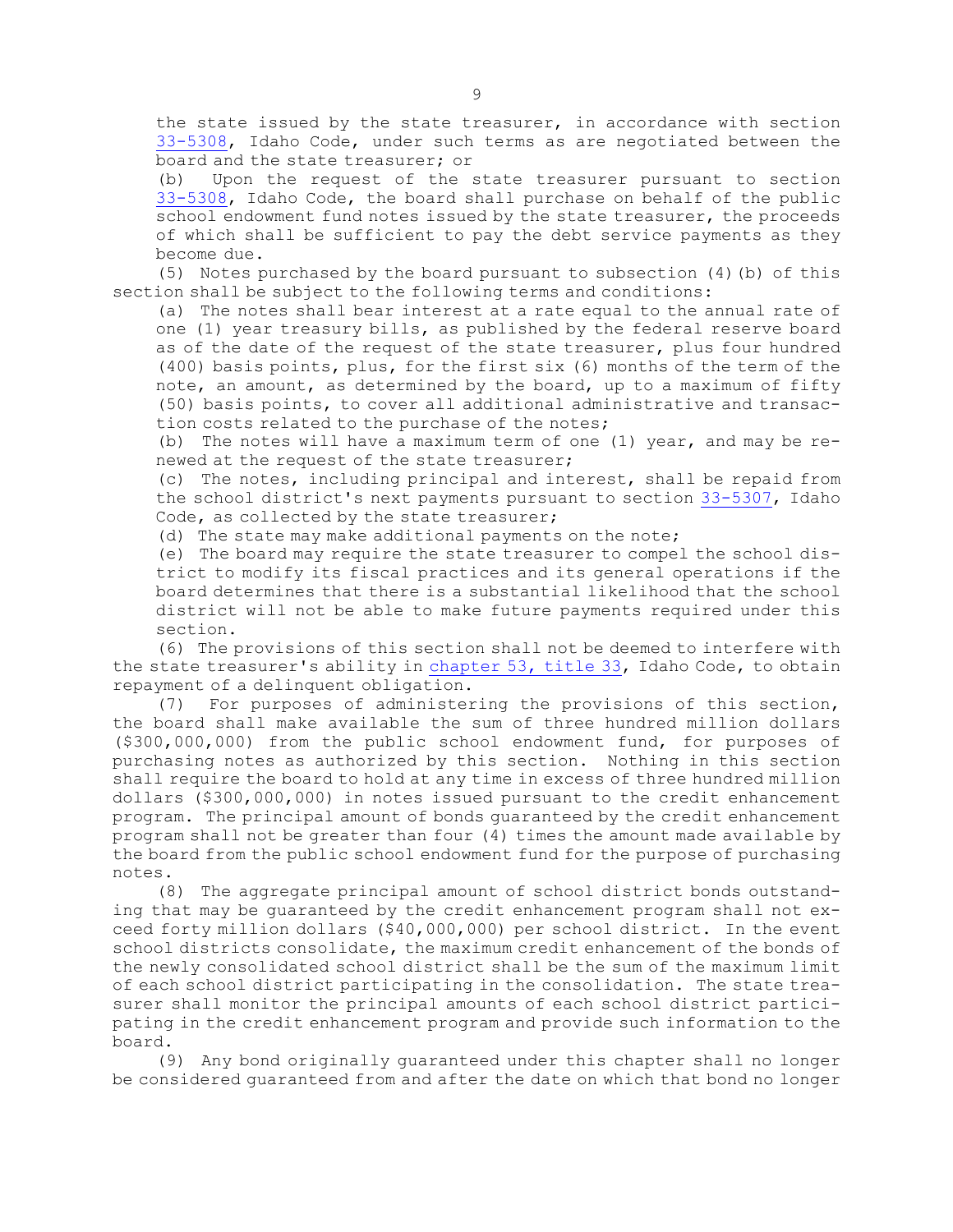the state issued by the state treasurer, in accordance with section 33-5308, Idaho Code, under such terms as are negotiated between the board and the state treasurer; or

(b) Upon the request of the state treasurer pursuant to section 33-5308, Idaho Code, the board shall purchase on behalf of the public school endowment fund notes issued by the state treasurer, the proceeds of which shall be sufficient to pay the debt service payments as they become due.

(5) Notes purchased by the board pursuant to subsection (4)(b) of this section shall be subject to the following terms and conditions:

(a) The notes shall bear interest at a rate equal to the annual rate of one (1) year treasury bills, as published by the federal reserve board as of the date of the request of the state treasurer, plus four hundred (400) basis points, plus, for the first six (6) months of the term of the note, an amount, as determined by the board, up to a maximum of fifty (50) basis points, to cover all additional administrative and transaction costs related to the purchase of the notes;

(b) The notes will have a maximum term of one (1) year, and may be renewed at the request of the state treasurer;

(c) The notes, including principal and interest, shall be repaid from the school district's next payments pursuant to section 33-5307, Idaho Code, as collected by the state treasurer;

(d) The state may make additional payments on the note;

(e) The board may require the state treasurer to compel the school district to modify its fiscal practices and its general operations if the board determines that there is a substantial likelihood that the school district will not be able to make future payments required under this section.

(6) The provisions of this section shall not be deemed to interfere with the state treasurer's ability in chapter 53, title 33, Idaho Code, to obtain repayment of a delinquent obligation.

(7) For purposes of administering the provisions of this section, the board shall make available the sum of three hundred million dollars ($300,000,000) from the public school endowment fund, for purposes of purchasing notes as authorized by this section. Nothing in this section shall require the board to hold at any time in excess of three hundred million dollars ($300,000,000) in notes issued pursuant to the credit enhancement program. The principal amount of bonds guaranteed by the credit enhancement program shall not be greater than four (4) times the amount made available by the board from the public school endowment fund for the purpose of purchasing notes.

(8) The aggregate principal amount of school district bonds outstanding that may be guaranteed by the credit enhancement program shall not exceed forty million dollars ($40,000,000) per school district. In the event school districts consolidate, the maximum credit enhancement of the bonds of the newly consolidated school district shall be the sum of the maximum limit of each school district participating in the consolidation. The state treasurer shall monitor the principal amounts of each school district participating in the credit enhancement program and provide such information to the board.

(9) Any bond originally guaranteed under this chapter shall no longer be considered guaranteed from and after the date on which that bond no longer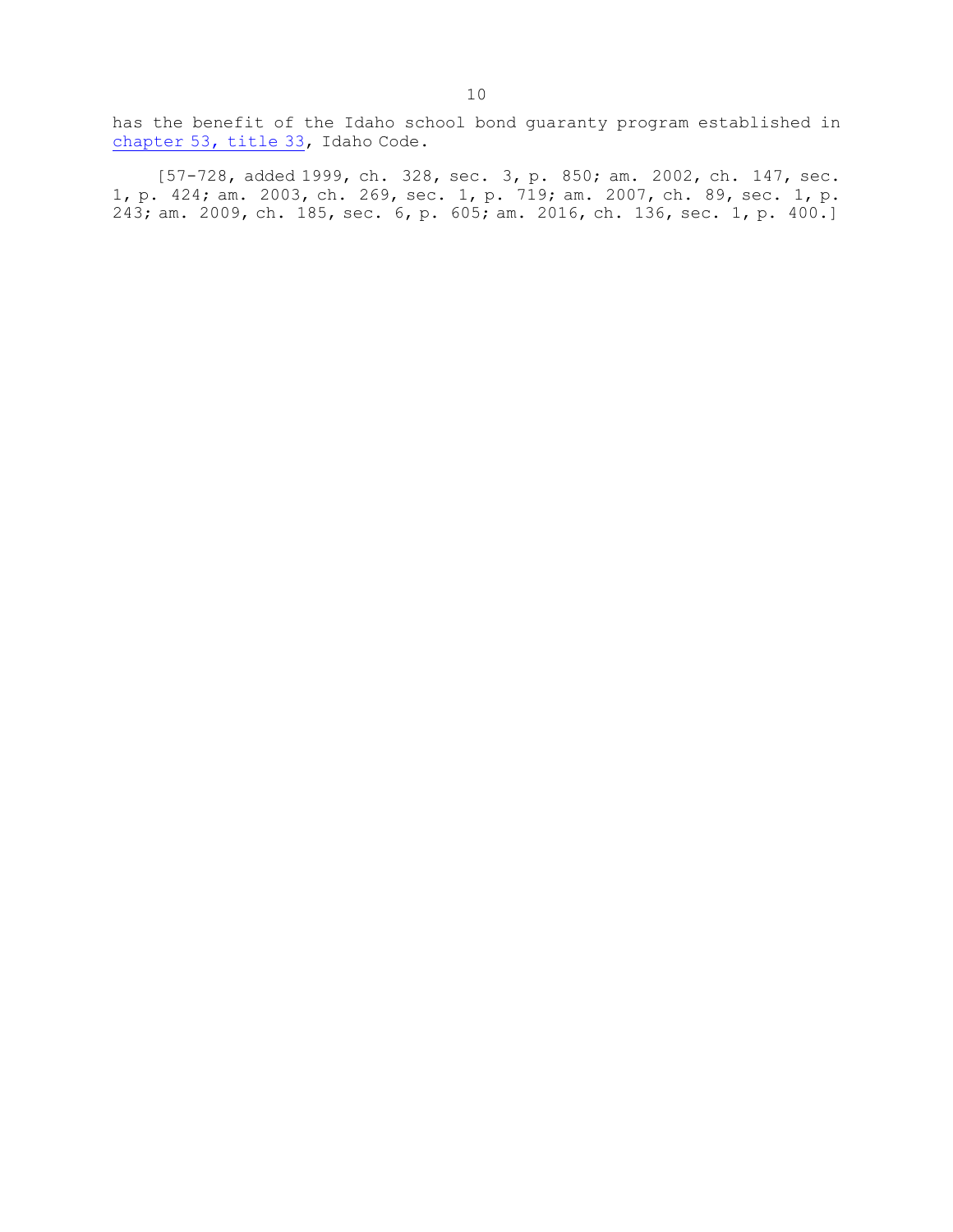has the benefit of the Idaho school bond guaranty program established in chapter 53, title 33, Idaho Code.

[57-728, added 1999, ch. 328, sec. 3, p. 850; am. 2002, ch. 147, sec. 1, p. 424; am. 2003, ch. 269, sec. 1, p. 719; am. 2007, ch. 89, sec. 1, p. 243; am. 2009, ch. 185, sec. 6, p. 605; am. 2016, ch. 136, sec. 1, p. 400.]